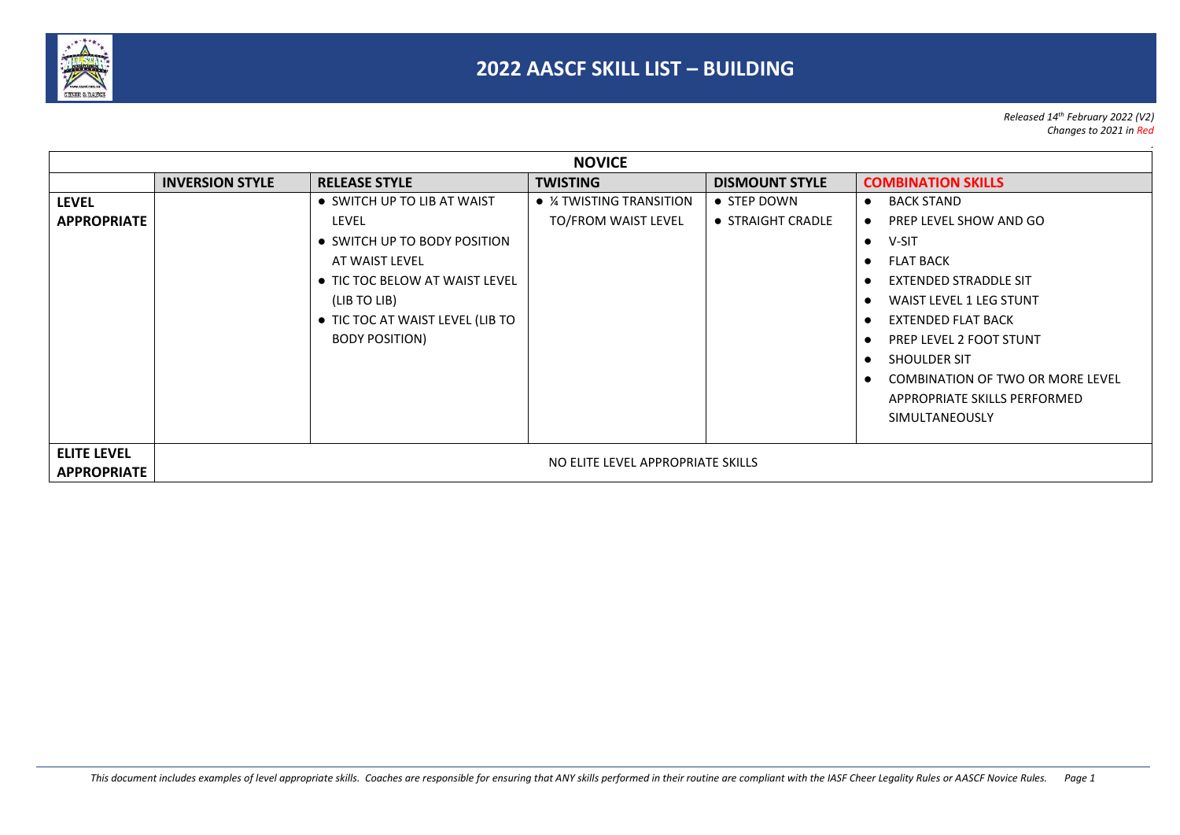# 2022 AASCF SKILL LIST – BUILDING

*Released 14th February 2022 (V2)*
*Changes to 2021 in Red*

| NOVICE | | | | | |
|---|---|---|---|---|---|
| | **INVERSION STYLE** | **RELEASE STYLE** | **TWISTING** | **DISMOUNT STYLE** | **COMBINATION SKILLS** |
| **LEVEL APPROPRIATE** | | • SWITCH UP TO LIB AT WAIST LEVEL<br>• SWITCH UP TO BODY POSITION AT WAIST LEVEL<br>• TIC TOC BELOW AT WAIST LEVEL (LIB TO LIB)<br>• TIC TOC AT WAIST LEVEL (LIB TO BODY POSITION) | • ¼ TWISTING TRANSITION TO/FROM WAIST LEVEL | • STEP DOWN<br>• STRAIGHT CRADLE | • BACK STAND<br>• PREP LEVEL SHOW AND GO<br>• V-SIT<br>• FLAT BACK<br>• EXTENDED STRADDLE SIT<br>• WAIST LEVEL 1 LEG STUNT<br>• EXTENDED FLAT BACK<br>• PREP LEVEL 2 FOOT STUNT<br>• SHOULDER SIT<br>• COMBINATION OF TWO OR MORE LEVEL APPROPRIATE SKILLS PERFORMED SIMULTANEOUSLY |
| **ELITE LEVEL APPROPRIATE** | NO ELITE LEVEL APPROPRIATE SKILLS | | | | |

*This document includes examples of level appropriate skills. Coaches are responsible for ensuring that ANY skills performed in their routine are compliant with the IASF Cheer Legality Rules or AASCF Novice Rules.*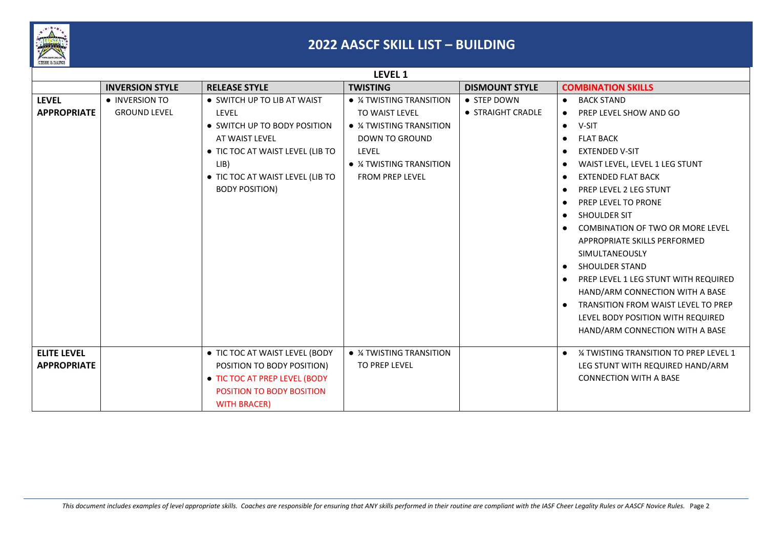# 2022 AASCF SKILL LIST – BUILDING

| LEVEL 1 | | | | | |
|---|---|---|---|---|---|
| | **INVERSION STYLE** | **RELEASE STYLE** | **TWISTING** | **DISMOUNT STYLE** | **COMBINATION SKILLS** |
| **LEVEL APPROPRIATE** | • INVERSION TO GROUND LEVEL | • SWITCH UP TO LIB AT WAIST LEVEL<br>• SWITCH UP TO BODY POSITION AT WAIST LEVEL<br>• TIC TOC AT WAIST LEVEL (LIB TO LIB)<br>• TIC TOC AT WAIST LEVEL (LIB TO BODY POSITION) | • ¼ TWISTING TRANSITION TO WAIST LEVEL<br>• ¼ TWISTING TRANSITION DOWN TO GROUND LEVEL<br>• ¼ TWISTING TRANSITION FROM PREP LEVEL | • STEP DOWN<br>• STRAIGHT CRADLE | • BACK STAND<br>• PREP LEVEL SHOW AND GO<br>• V-SIT<br>• FLAT BACK<br>• EXTENDED V-SIT<br>• WAIST LEVEL, LEVEL 1 LEG STUNT<br>• EXTENDED FLAT BACK<br>• PREP LEVEL 2 LEG STUNT<br>• PREP LEVEL TO PRONE<br>• SHOULDER SIT<br>• COMBINATION OF TWO OR MORE LEVEL APPROPRIATE SKILLS PERFORMED SIMULTANEOUSLY<br>• SHOULDER STAND<br>• PREP LEVEL 1 LEG STUNT WITH REQUIRED HAND/ARM CONNECTION WITH A BASE<br>• TRANSITION FROM WAIST LEVEL TO PREP LEVEL BODY POSITION WITH REQUIRED HAND/ARM CONNECTION WITH A BASE |
| **ELITE LEVEL APPROPRIATE** | | • TIC TOC AT WAIST LEVEL (BODY POSITION TO BODY POSITION)<br>• TIC TOC AT PREP LEVEL (BODY POSITION TO BODY BOSITION WITH BRACER) | • ¼ TWISTING TRANSITION TO PREP LEVEL | | • ¼ TWISTING TRANSITION TO PREP LEVEL 1 LEG STUNT WITH REQUIRED HAND/ARM CONNECTION WITH A BASE |

*This document includes examples of level appropriate skills. Coaches are responsible for ensuring that ANY skills performed in their routine are compliant with the IASF Cheer Legality Rules or AASCF Novice Rules.*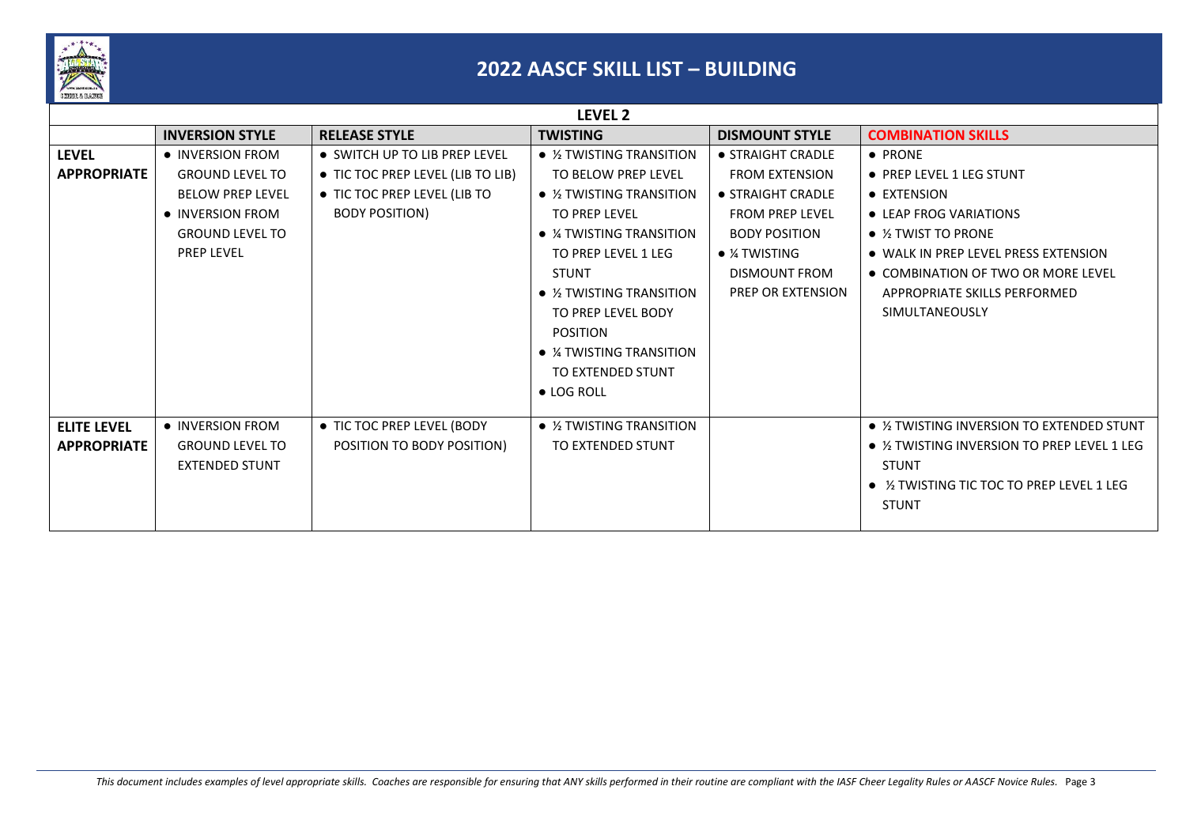# 2022 AASCF SKILL LIST – BUILDING

## LEVEL 2

| | INVERSION STYLE | RELEASE STYLE | TWISTING | DISMOUNT STYLE | COMBINATION SKILLS |
|---|---|---|---|---|---|
| **LEVEL APPROPRIATE** | • INVERSION FROM GROUND LEVEL TO BELOW PREP LEVEL<br>• INVERSION FROM GROUND LEVEL TO PREP LEVEL | • SWITCH UP TO LIB PREP LEVEL<br>• TIC TOC PREP LEVEL (LIB TO LIB)<br>• TIC TOC PREP LEVEL (LIB TO BODY POSITION) | • ½ TWISTING TRANSITION TO BELOW PREP LEVEL<br>• ½ TWISTING TRANSITION TO PREP LEVEL<br>• ¼ TWISTING TRANSITION TO PREP LEVEL 1 LEG STUNT<br>• ½ TWISTING TRANSITION TO PREP LEVEL BODY POSITION<br>• ¼ TWISTING TRANSITION TO EXTENDED STUNT<br>• LOG ROLL | • STRAIGHT CRADLE FROM EXTENSION<br>• STRAIGHT CRADLE FROM PREP LEVEL BODY POSITION<br>• ¼ TWISTING DISMOUNT FROM PREP OR EXTENSION | • PRONE<br>• PREP LEVEL 1 LEG STUNT<br>• EXTENSION<br>• LEAP FROG VARIATIONS<br>• ½ TWIST TO PRONE<br>• WALK IN PREP LEVEL PRESS EXTENSION<br>• COMBINATION OF TWO OR MORE LEVEL APPROPRIATE SKILLS PERFORMED SIMULTANEOUSLY |
| **ELITE LEVEL APPROPRIATE** | • INVERSION FROM GROUND LEVEL TO EXTENDED STUNT | • TIC TOC PREP LEVEL (BODY POSITION TO BODY POSITION) | • ½ TWISTING TRANSITION TO EXTENDED STUNT | | • ½ TWISTING INVERSION TO EXTENDED STUNT<br>• ½ TWISTING INVERSION TO PREP LEVEL 1 LEG STUNT<br>• ½ TWISTING TIC TOC TO PREP LEVEL 1 LEG STUNT |

*This document includes examples of level appropriate skills. Coaches are responsible for ensuring that ANY skills performed in their routine are compliant with the IASF Cheer Legality Rules or AASCF Novice Rules.*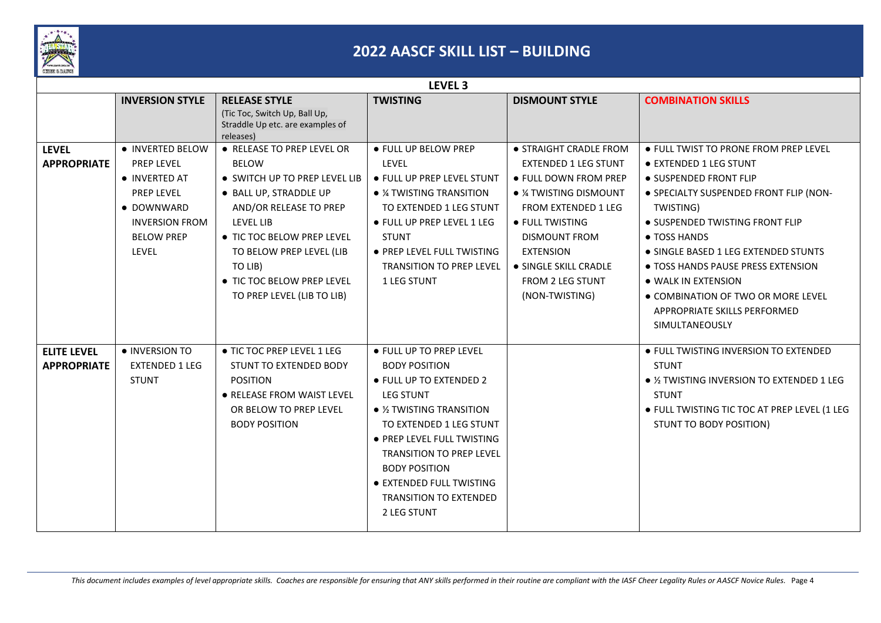# 2022 AASCF SKILL LIST – BUILDING

## LEVEL 3

| | INVERSION STYLE | RELEASE STYLE (Tic Toc, Switch Up, Ball Up, Straddle Up etc. are examples of releases) | TWISTING | DISMOUNT STYLE | COMBINATION SKILLS |
|---|---|---|---|---|---|
| **LEVEL APPROPRIATE** | • INVERTED BELOW PREP LEVEL<br>• INVERTED AT PREP LEVEL<br>• DOWNWARD INVERSION FROM BELOW PREP LEVEL | • RELEASE TO PREP LEVEL OR BELOW<br>• SWITCH UP TO PREP LEVEL LIB<br>• BALL UP, STRADDLE UP AND/OR RELEASE TO PREP LEVEL LIB<br>• TIC TOC BELOW PREP LEVEL TO BELOW PREP LEVEL (LIB TO LIB)<br>• TIC TOC BELOW PREP LEVEL TO PREP LEVEL (LIB TO LIB) | • FULL UP BELOW PREP LEVEL<br>• FULL UP PREP LEVEL STUNT<br>• ¼ TWISTING TRANSITION TO EXTENDED 1 LEG STUNT<br>• FULL UP PREP LEVEL 1 LEG STUNT<br>• PREP LEVEL FULL TWISTING TRANSITION TO PREP LEVEL 1 LEG STUNT | • STRAIGHT CRADLE FROM EXTENDED 1 LEG STUNT<br>• FULL DOWN FROM PREP<br>• ¼ TWISTING DISMOUNT FROM EXTENDED 1 LEG<br>• FULL TWISTING DISMOUNT FROM EXTENSION<br>• SINGLE SKILL CRADLE FROM 2 LEG STUNT (NON-TWISTING) | • FULL TWIST TO PRONE FROM PREP LEVEL<br>• EXTENDED 1 LEG STUNT<br>• SUSPENDED FRONT FLIP<br>• SPECIALTY SUSPENDED FRONT FLIP (NON-TWISTING)<br>• SUSPENDED TWISTING FRONT FLIP<br>• TOSS HANDS<br>• SINGLE BASED 1 LEG EXTENDED STUNTS<br>• TOSS HANDS PAUSE PRESS EXTENSION<br>• WALK IN EXTENSION<br>• COMBINATION OF TWO OR MORE LEVEL APPROPRIATE SKILLS PERFORMED SIMULTANEOUSLY |
| **ELITE LEVEL APPROPRIATE** | • INVERSION TO EXTENDED 1 LEG STUNT | • TIC TOC PREP LEVEL 1 LEG STUNT TO EXTENDED BODY POSITION<br>• RELEASE FROM WAIST LEVEL OR BELOW TO PREP LEVEL BODY POSITION | • FULL UP TO PREP LEVEL BODY POSITION<br>• FULL UP TO EXTENDED 2 LEG STUNT<br>• ½ TWISTING TRANSITION TO EXTENDED 1 LEG STUNT<br>• PREP LEVEL FULL TWISTING TRANSITION TO PREP LEVEL BODY POSITION<br>• EXTENDED FULL TWISTING TRANSITION TO EXTENDED 2 LEG STUNT | | • FULL TWISTING INVERSION TO EXTENDED STUNT<br>• ½ TWISTING INVERSION TO EXTENDED 1 LEG STUNT<br>• FULL TWISTING TIC TOC AT PREP LEVEL (1 LEG STUNT TO BODY POSITION) |

*This document includes examples of level appropriate skills. Coaches are responsible for ensuring that ANY skills performed in their routine are compliant with the IASF Cheer Legality Rules or AASCF Novice Rules.*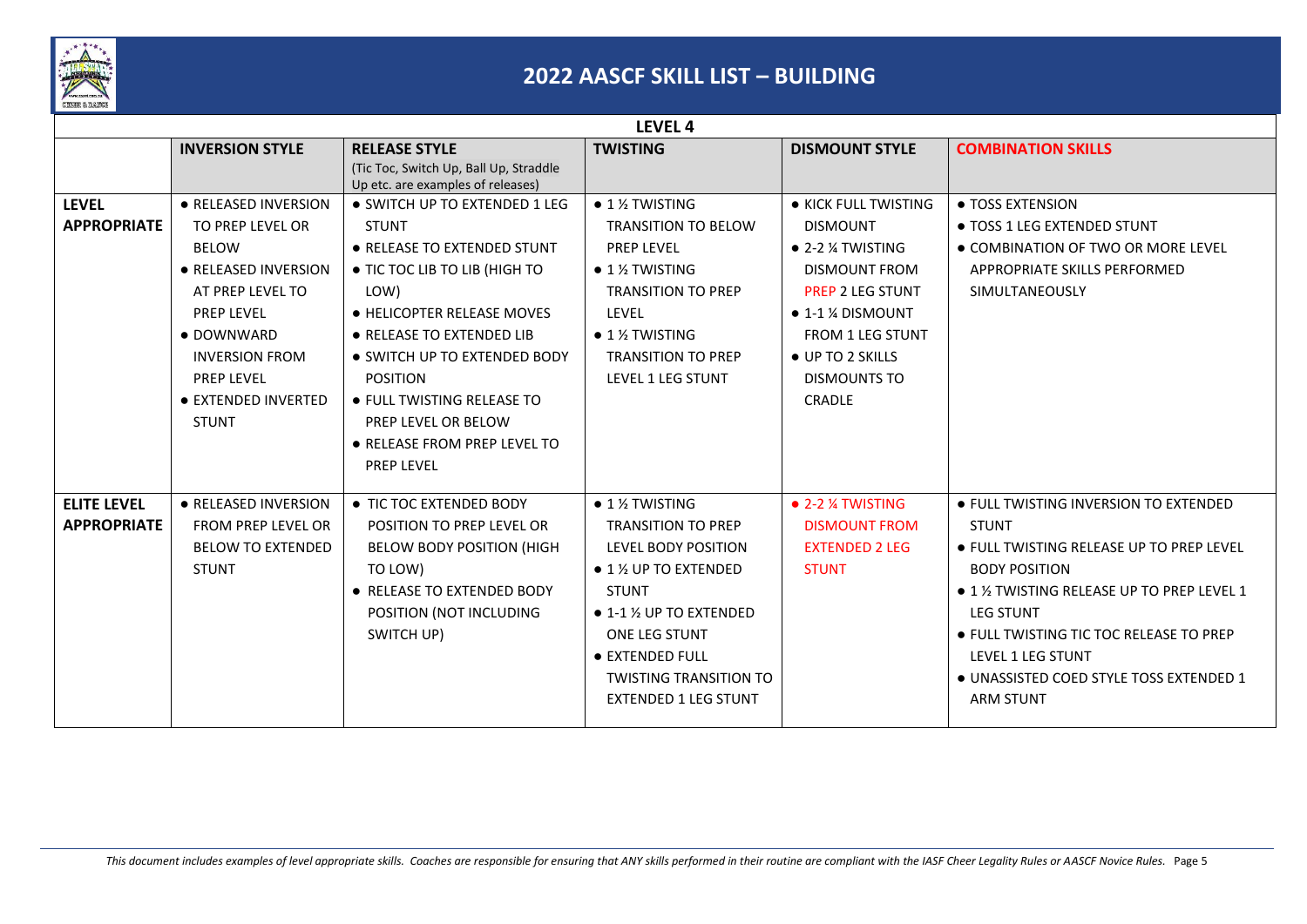# 2022 AASCF SKILL LIST – BUILDING

| LEVEL 4 | | | | | |
|---|---|---|---|---|---|
| | **INVERSION STYLE** | **RELEASE STYLE** (Tic Toc, Switch Up, Ball Up, Straddle Up etc. are examples of releases) | **TWISTING** | **DISMOUNT STYLE** | **COMBINATION SKILLS** |
| **LEVEL APPROPRIATE** | • RELEASED INVERSION TO PREP LEVEL OR BELOW<br>• RELEASED INVERSION AT PREP LEVEL TO PREP LEVEL<br>• DOWNWARD INVERSION FROM PREP LEVEL<br>• EXTENDED INVERTED STUNT | • SWITCH UP TO EXTENDED 1 LEG STUNT<br>• RELEASE TO EXTENDED STUNT<br>• TIC TOC LIB TO LIB (HIGH TO LOW)<br>• HELICOPTER RELEASE MOVES<br>• RELEASE TO EXTENDED LIB<br>• SWITCH UP TO EXTENDED BODY POSITION<br>• FULL TWISTING RELEASE TO PREP LEVEL OR BELOW<br>• RELEASE FROM PREP LEVEL TO PREP LEVEL | • 1 ½ TWISTING TRANSITION TO BELOW PREP LEVEL<br>• 1 ½ TWISTING TRANSITION TO PREP LEVEL<br>• 1 ½ TWISTING TRANSITION TO PREP LEVEL 1 LEG STUNT | • KICK FULL TWISTING DISMOUNT<br>• 2-2 ¼ TWISTING DISMOUNT FROM PREP 2 LEG STUNT<br>• 1-1 ¼ DISMOUNT FROM 1 LEG STUNT<br>• UP TO 2 SKILLS DISMOUNTS TO CRADLE | • TOSS EXTENSION<br>• TOSS 1 LEG EXTENDED STUNT<br>• COMBINATION OF TWO OR MORE LEVEL APPROPRIATE SKILLS PERFORMED SIMULTANEOUSLY |
| **ELITE LEVEL APPROPRIATE** | • RELEASED INVERSION FROM PREP LEVEL OR BELOW TO EXTENDED STUNT | • TIC TOC EXTENDED BODY POSITION TO PREP LEVEL OR BELOW BODY POSITION (HIGH TO LOW)<br>• RELEASE TO EXTENDED BODY POSITION (NOT INCLUDING SWITCH UP) | • 1 ½ TWISTING TRANSITION TO PREP LEVEL BODY POSITION<br>• 1 ½ UP TO EXTENDED STUNT<br>• 1-1 ½ UP TO EXTENDED ONE LEG STUNT<br>• EXTENDED FULL TWISTING TRANSITION TO EXTENDED 1 LEG STUNT | • 2-2 ¼ TWISTING DISMOUNT FROM EXTENDED 2 LEG STUNT | • FULL TWISTING INVERSION TO EXTENDED STUNT<br>• FULL TWISTING RELEASE UP TO PREP LEVEL BODY POSITION<br>• 1 ½ TWISTING RELEASE UP TO PREP LEVEL 1 LEG STUNT<br>• FULL TWISTING TIC TOC RELEASE TO PREP LEVEL 1 LEG STUNT<br>• UNASSISTED COED STYLE TOSS EXTENDED 1 ARM STUNT |

*This document includes examples of level appropriate skills. Coaches are responsible for ensuring that ANY skills performed in their routine are compliant with the IASF Cheer Legality Rules or AASCF Novice Rules.*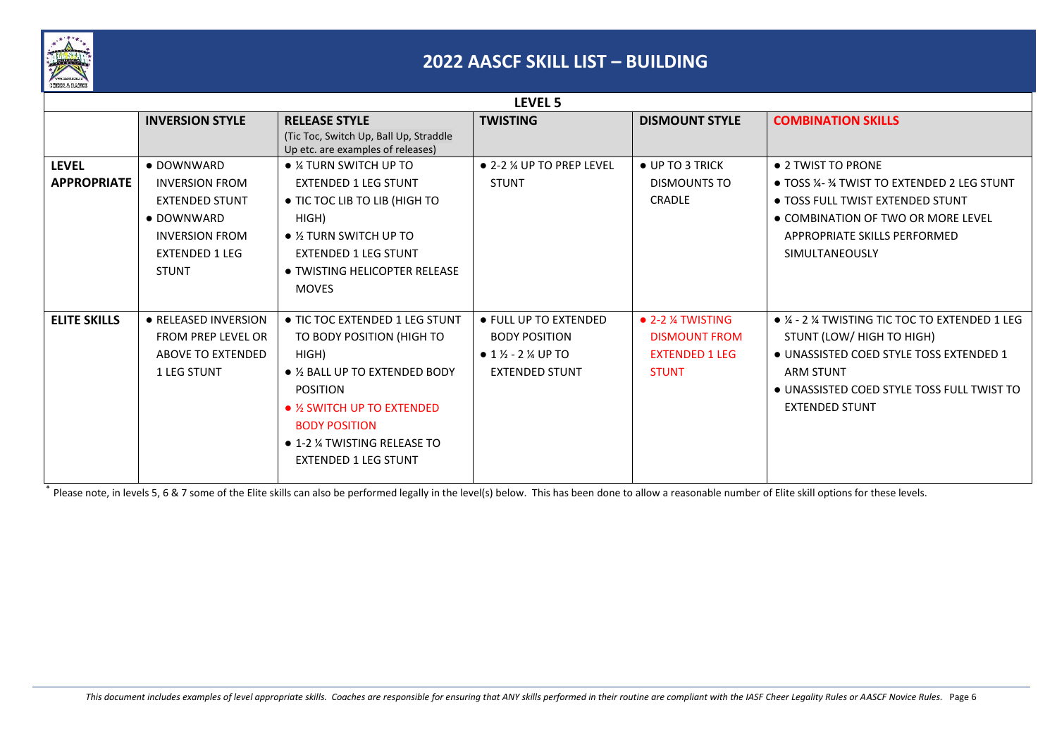# 2022 AASCF SKILL LIST – BUILDING

| LEVEL 5 | | | | | |
|---|---|---|---|---|---|
| | **INVERSION STYLE** | **RELEASE STYLE** (Tic Toc, Switch Up, Ball Up, Straddle Up etc. are examples of releases) | **TWISTING** | **DISMOUNT STYLE** | **COMBINATION SKILLS** |
| **LEVEL APPROPRIATE** | ● DOWNWARD INVERSION FROM EXTENDED STUNT<br>● DOWNWARD INVERSION FROM EXTENDED 1 LEG STUNT | ● ¼ TURN SWITCH UP TO EXTENDED 1 LEG STUNT<br>● TIC TOC LIB TO LIB (HIGH TO HIGH)<br>● ½ TURN SWITCH UP TO EXTENDED 1 LEG STUNT<br>● TWISTING HELICOPTER RELEASE MOVES | ● 2-2 ¼ UP TO PREP LEVEL STUNT | ● UP TO 3 TRICK DISMOUNTS TO CRADLE | ● 2 TWIST TO PRONE<br>● TOSS ¼- ¾ TWIST TO EXTENDED 2 LEG STUNT<br>● TOSS FULL TWIST EXTENDED STUNT<br>● COMBINATION OF TWO OR MORE LEVEL APPROPRIATE SKILLS PERFORMED SIMULTANEOUSLY |
| **ELITE SKILLS** | ● RELEASED INVERSION FROM PREP LEVEL OR ABOVE TO EXTENDED 1 LEG STUNT | ● TIC TOC EXTENDED 1 LEG STUNT TO BODY POSITION (HIGH TO HIGH)<br>● ½ BALL UP TO EXTENDED BODY POSITION<br>● ½ SWITCH UP TO EXTENDED BODY POSITION<br>● 1-2 ¼ TWISTING RELEASE TO EXTENDED 1 LEG STUNT | ● FULL UP TO EXTENDED BODY POSITION<br>● 1 ½ - 2 ¼ UP TO EXTENDED STUNT | ● 2-2 ¼ TWISTING DISMOUNT FROM EXTENDED 1 LEG STUNT | ● ¼ - 2 ¼ TWISTING TIC TOC TO EXTENDED 1 LEG STUNT (LOW/ HIGH TO HIGH)<br>● UNASSISTED COED STYLE TOSS EXTENDED 1 ARM STUNT<br>● UNASSISTED COED STYLE TOSS FULL TWIST TO EXTENDED STUNT |

* Please note, in levels 5, 6 & 7 some of the Elite skills can also be performed legally in the level(s) below. This has been done to allow a reasonable number of Elite skill options for these levels.

*This document includes examples of level appropriate skills. Coaches are responsible for ensuring that ANY skills performed in their routine are compliant with the IASF Cheer Legality Rules or AASCF Novice Rules.*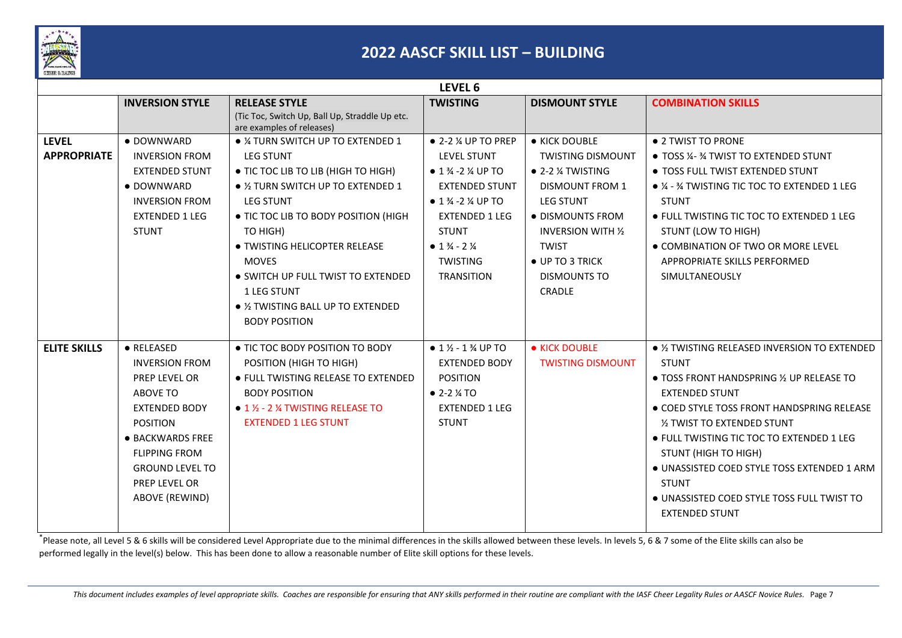# 2022 AASCF SKILL LIST – BUILDING

| LEVEL 6 | | | | | |
|---|---|---|---|---|---|
| | **INVERSION STYLE** | **RELEASE STYLE** (Tic Toc, Switch Up, Ball Up, Straddle Up etc. are examples of releases) | **TWISTING** | **DISMOUNT STYLE** | **COMBINATION SKILLS** |
| **LEVEL APPROPRIATE** | • DOWNWARD INVERSION FROM EXTENDED STUNT<br>• DOWNWARD INVERSION FROM EXTENDED 1 LEG STUNT | • ¼ TURN SWITCH UP TO EXTENDED 1 LEG STUNT<br>• TIC TOC LIB TO LIB (HIGH TO HIGH)<br>• ½ TURN SWITCH UP TO EXTENDED 1 LEG STUNT<br>• TIC TOC LIB TO BODY POSITION (HIGH TO HIGH)<br>• TWISTING HELICOPTER RELEASE MOVES<br>• SWITCH UP FULL TWIST TO EXTENDED 1 LEG STUNT<br>• ½ TWISTING BALL UP TO EXTENDED BODY POSITION | • 2-2 ¼ UP TO PREP LEVEL STUNT<br>• 1 ¾ -2 ¼ UP TO EXTENDED STUNT<br>• 1 ¾ -2 ¼ UP TO EXTENDED 1 LEG STUNT<br>• 1 ¾ - 2 ¼ TWISTING TRANSITION | • KICK DOUBLE TWISTING DISMOUNT<br>• 2-2 ¼ TWISTING DISMOUNT FROM 1 LEG STUNT<br>• DISMOUNTS FROM INVERSION WITH ½ TWIST<br>• UP TO 3 TRICK DISMOUNTS TO CRADLE | • 2 TWIST TO PRONE<br>• TOSS ¼- ¾ TWIST TO EXTENDED STUNT<br>• TOSS FULL TWIST EXTENDED STUNT<br>• ¼ - ¾ TWISTING TIC TOC TO EXTENDED 1 LEG STUNT<br>• FULL TWISTING TIC TOC TO EXTENDED 1 LEG STUNT (LOW TO HIGH)<br>• COMBINATION OF TWO OR MORE LEVEL APPROPRIATE SKILLS PERFORMED SIMULTANEOUSLY |
| **ELITE SKILLS** | • RELEASED INVERSION FROM PREP LEVEL OR ABOVE TO EXTENDED BODY POSITION<br>• BACKWARDS FREE FLIPPING FROM GROUND LEVEL TO PREP LEVEL OR ABOVE (REWIND) | • TIC TOC BODY POSITION TO BODY POSITION (HIGH TO HIGH)<br>• FULL TWISTING RELEASE TO EXTENDED BODY POSITION<br>• 1 ½ - 2 ¼ TWISTING RELEASE TO EXTENDED 1 LEG STUNT | • 1 ½ - 1 ¾ UP TO EXTENDED BODY POSITION<br>• 2-2 ¼ TO EXTENDED 1 LEG STUNT | • KICK DOUBLE TWISTING DISMOUNT | • ½ TWISTING RELEASED INVERSION TO EXTENDED STUNT<br>• TOSS FRONT HANDSPRING ½ UP RELEASE TO EXTENDED STUNT<br>• COED STYLE TOSS FRONT HANDSPRING RELEASE ½ TWIST TO EXTENDED STUNT<br>• FULL TWISTING TIC TOC TO EXTENDED 1 LEG STUNT (HIGH TO HIGH)<br>• UNASSISTED COED STYLE TOSS EXTENDED 1 ARM STUNT<br>• UNASSISTED COED STYLE TOSS FULL TWIST TO EXTENDED STUNT |

*Please note, all Level 5 & 6 skills will be considered Level Appropriate due to the minimal differences in the skills allowed between these levels. In levels 5, 6 & 7 some of the Elite skills can also be performed legally in the level(s) below. This has been done to allow a reasonable number of Elite skill options for these levels.

*This document includes examples of level appropriate skills. Coaches are responsible for ensuring that ANY skills performed in their routine are compliant with the IASF Cheer Legality Rules or AASCF Novice Rules.*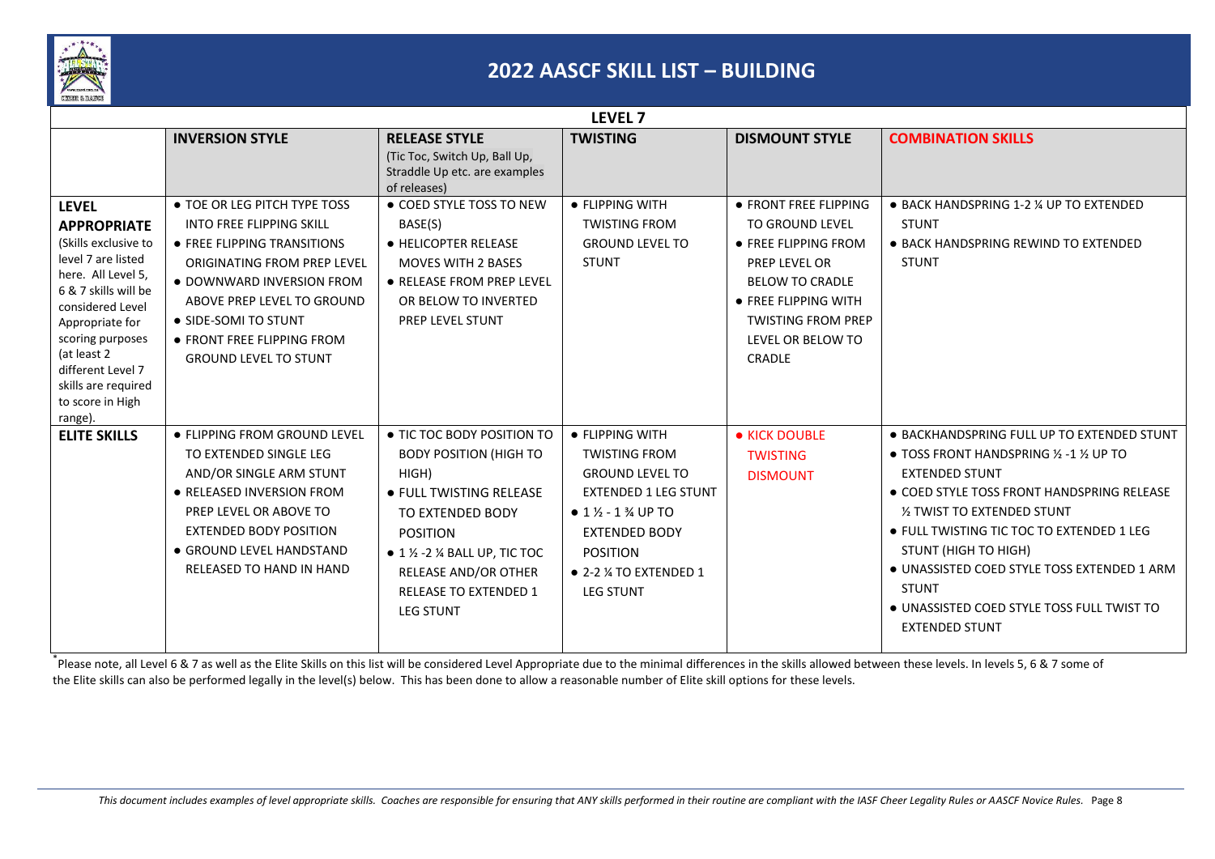# 2022 AASCF SKILL LIST – BUILDING

| LEVEL 7 | | | | | |
|---|---|---|---|---|---|
| | **INVERSION STYLE** | **RELEASE STYLE** (Tic Toc, Switch Up, Ball Up, Straddle Up etc. are examples of releases) | **TWISTING** | **DISMOUNT STYLE** | **COMBINATION SKILLS** |
| **LEVEL APPROPRIATE** (Skills exclusive to level 7 are listed here. All Level 5, 6 & 7 skills will be considered Level Appropriate for scoring purposes (at least 2 different Level 7 skills are required to score in High range). | ● TOE OR LEG PITCH TYPE TOSS INTO FREE FLIPPING SKILL<br>● FREE FLIPPING TRANSITIONS ORIGINATING FROM PREP LEVEL<br>● DOWNWARD INVERSION FROM ABOVE PREP LEVEL TO GROUND<br>● SIDE-SOMI TO STUNT<br>● FRONT FREE FLIPPING FROM GROUND LEVEL TO STUNT | ● COED STYLE TOSS TO NEW BASE(S)<br>● HELICOPTER RELEASE MOVES WITH 2 BASES<br>● RELEASE FROM PREP LEVEL OR BELOW TO INVERTED PREP LEVEL STUNT | ● FLIPPING WITH TWISTING FROM GROUND LEVEL TO STUNT | ● FRONT FREE FLIPPING TO GROUND LEVEL<br>● FREE FLIPPING FROM PREP LEVEL OR BELOW TO CRADLE<br>● FREE FLIPPING WITH TWISTING FROM PREP LEVEL OR BELOW TO CRADLE | ● BACK HANDSPRING 1-2 ¼ UP TO EXTENDED STUNT<br>● BACK HANDSPRING REWIND TO EXTENDED STUNT |
| **ELITE SKILLS** | ● FLIPPING FROM GROUND LEVEL TO EXTENDED SINGLE LEG AND/OR SINGLE ARM STUNT<br>● RELEASED INVERSION FROM PREP LEVEL OR ABOVE TO EXTENDED BODY POSITION<br>● GROUND LEVEL HANDSTAND RELEASED TO HAND IN HAND | ● TIC TOC BODY POSITION TO BODY POSITION (HIGH TO HIGH)<br>● FULL TWISTING RELEASE TO EXTENDED BODY POSITION<br>● 1 ½ -2 ¼ BALL UP, TIC TOC RELEASE AND/OR OTHER RELEASE TO EXTENDED 1 LEG STUNT | ● FLIPPING WITH TWISTING FROM GROUND LEVEL TO EXTENDED 1 LEG STUNT<br>● 1 ½ - 1 ¾ UP TO EXTENDED BODY POSITION<br>● 2-2 ¼ TO EXTENDED 1 LEG STUNT | ● KICK DOUBLE TWISTING DISMOUNT | ● BACKHANDSPRING FULL UP TO EXTENDED STUNT<br>● TOSS FRONT HANDSPRING ½ -1 ½ UP TO EXTENDED STUNT<br>● COED STYLE TOSS FRONT HANDSPRING RELEASE ½ TWIST TO EXTENDED STUNT<br>● FULL TWISTING TIC TOC TO EXTENDED 1 LEG STUNT (HIGH TO HIGH)<br>● UNASSISTED COED STYLE TOSS EXTENDED 1 ARM STUNT<br>● UNASSISTED COED STYLE TOSS FULL TWIST TO EXTENDED STUNT |

*Please note, all Level 6 & 7 as well as the Elite Skills on this list will be considered Level Appropriate due to the minimal differences in the skills allowed between these levels. In levels 5, 6 & 7 some of the Elite skills can also be performed legally in the level(s) below. This has been done to allow a reasonable number of Elite skill options for these levels.

*This document includes examples of level appropriate skills. Coaches are responsible for ensuring that ANY skills performed in their routine are compliant with the IASF Cheer Legality Rules or AASCF Novice Rules.*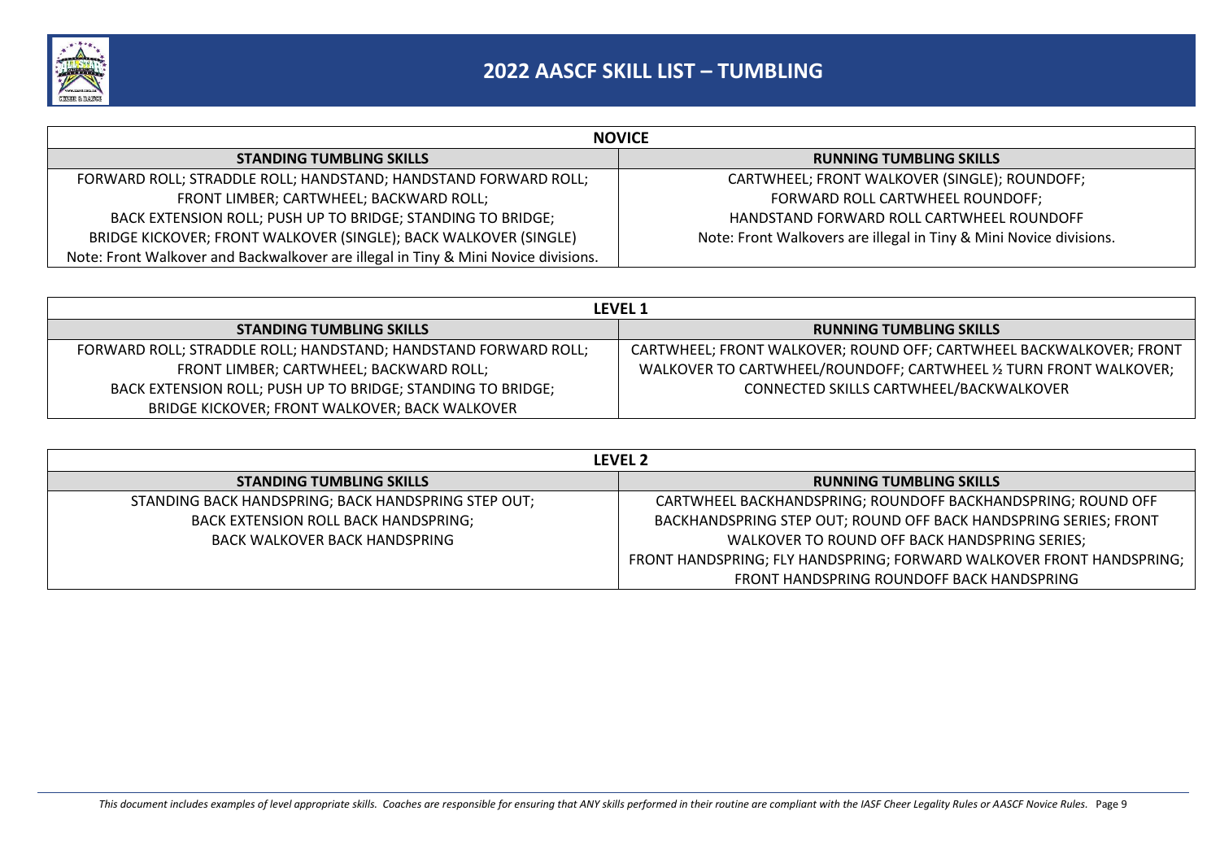# 2022 AASCF SKILL LIST – TUMBLING

| NOVICE | |
|---|---|
| **STANDING TUMBLING SKILLS** | **RUNNING TUMBLING SKILLS** |
| FORWARD ROLL; STRADDLE ROLL; HANDSTAND; HANDSTAND FORWARD ROLL; FRONT LIMBER; CARTWHEEL; BACKWARD ROLL; BACK EXTENSION ROLL; PUSH UP TO BRIDGE; STANDING TO BRIDGE; BRIDGE KICKOVER; FRONT WALKOVER (SINGLE); BACK WALKOVER (SINGLE) Note: Front Walkover and Backwalkover are illegal in Tiny & Mini Novice divisions. | CARTWHEEL; FRONT WALKOVER (SINGLE); ROUNDOFF; FORWARD ROLL CARTWHEEL ROUNDOFF; HANDSTAND FORWARD ROLL CARTWHEEL ROUNDOFF Note: Front Walkovers are illegal in Tiny & Mini Novice divisions. |

| LEVEL 1 | |
|---|---|
| **STANDING TUMBLING SKILLS** | **RUNNING TUMBLING SKILLS** |
| FORWARD ROLL; STRADDLE ROLL; HANDSTAND; HANDSTAND FORWARD ROLL; FRONT LIMBER; CARTWHEEL; BACKWARD ROLL; BACK EXTENSION ROLL; PUSH UP TO BRIDGE; STANDING TO BRIDGE; BRIDGE KICKOVER; FRONT WALKOVER; BACK WALKOVER | CARTWHEEL; FRONT WALKOVER; ROUND OFF; CARTWHEEL BACKWALKOVER; FRONT WALKOVER TO CARTWHEEL/ROUNDOFF; CARTWHEEL ½ TURN FRONT WALKOVER; CONNECTED SKILLS CARTWHEEL/BACKWALKOVER |

| LEVEL 2 | |
|---|---|
| **STANDING TUMBLING SKILLS** | **RUNNING TUMBLING SKILLS** |
| STANDING BACK HANDSPRING; BACK HANDSPRING STEP OUT; BACK EXTENSION ROLL BACK HANDSPRING; BACK WALKOVER BACK HANDSPRING | CARTWHEEL BACKHANDSPRING; ROUNDOFF BACKHANDSPRING; ROUND OFF BACKHANDSPRING STEP OUT; ROUND OFF BACK HANDSPRING SERIES; FRONT WALKOVER TO ROUND OFF BACK HANDSPRING SERIES; FRONT HANDSPRING; FLY HANDSPRING; FORWARD WALKOVER FRONT HANDSPRING; FRONT HANDSPRING ROUNDOFF BACK HANDSPRING |

*This document includes examples of level appropriate skills. Coaches are responsible for ensuring that ANY skills performed in their routine are compliant with the IASF Cheer Legality Rules or AASCF Novice Rules.*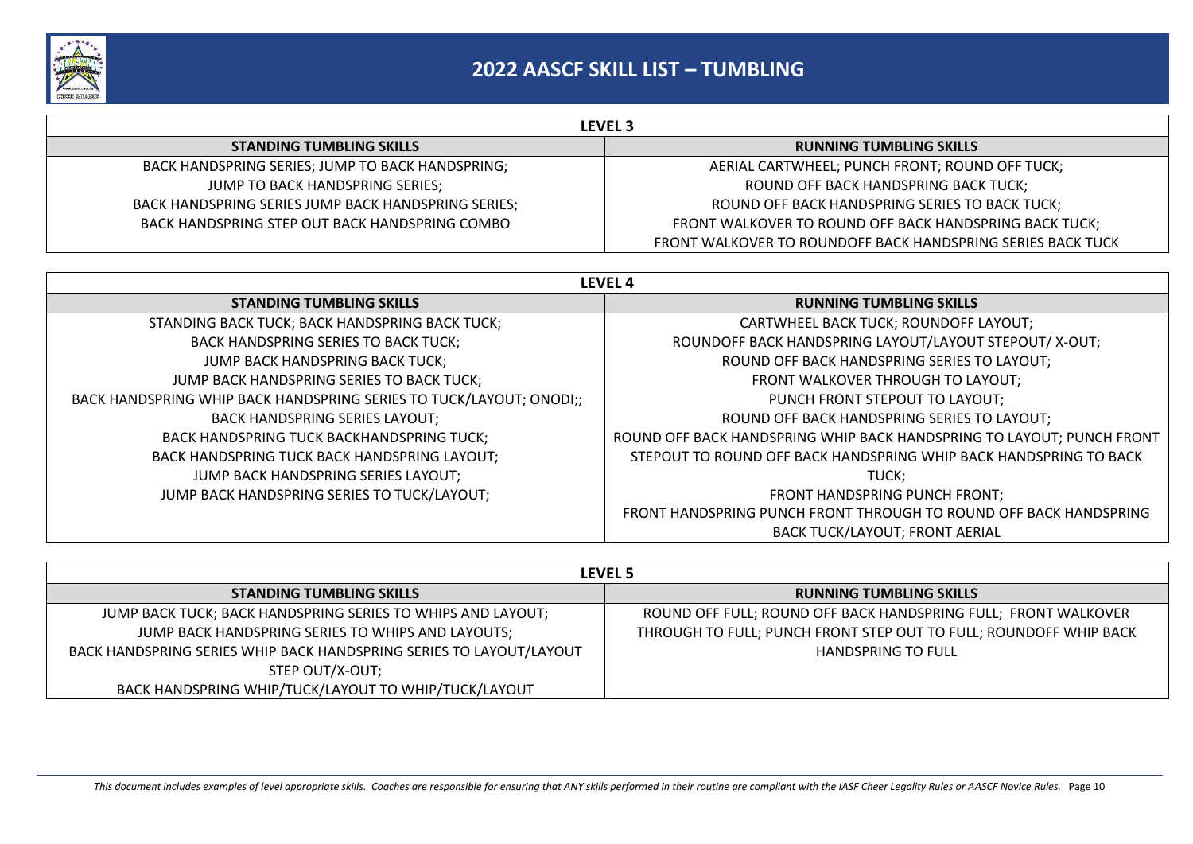# 2022 AASCF SKILL LIST – TUMBLING

| LEVEL 3 | |
|---|---|
| **STANDING TUMBLING SKILLS** | **RUNNING TUMBLING SKILLS** |
| BACK HANDSPRING SERIES; JUMP TO BACK HANDSPRING; JUMP TO BACK HANDSPRING SERIES; BACK HANDSPRING SERIES JUMP BACK HANDSPRING SERIES; BACK HANDSPRING STEP OUT BACK HANDSPRING COMBO | AERIAL CARTWHEEL; PUNCH FRONT; ROUND OFF TUCK; ROUND OFF BACK HANDSPRING BACK TUCK; ROUND OFF BACK HANDSPRING SERIES TO BACK TUCK; FRONT WALKOVER TO ROUND OFF BACK HANDSPRING BACK TUCK; FRONT WALKOVER TO ROUNDOFF BACK HANDSPRING SERIES BACK TUCK |

| LEVEL 4 | |
|---|---|
| **STANDING TUMBLING SKILLS** | **RUNNING TUMBLING SKILLS** |
| STANDING BACK TUCK; BACK HANDSPRING BACK TUCK; BACK HANDSPRING SERIES TO BACK TUCK; JUMP BACK HANDSPRING BACK TUCK; JUMP BACK HANDSPRING SERIES TO BACK TUCK; BACK HANDSPRING WHIP BACK HANDSPRING SERIES TO TUCK/LAYOUT; ONODI;; BACK HANDSPRING SERIES LAYOUT; BACK HANDSPRING TUCK BACKHANDSPRING TUCK; BACK HANDSPRING TUCK BACK HANDSPRING LAYOUT; JUMP BACK HANDSPRING SERIES LAYOUT; JUMP BACK HANDSPRING SERIES TO TUCK/LAYOUT; | CARTWHEEL BACK TUCK; ROUNDOFF LAYOUT; ROUNDOFF BACK HANDSPRING LAYOUT/LAYOUT STEPOUT/ X-OUT; ROUND OFF BACK HANDSPRING SERIES TO LAYOUT; FRONT WALKOVER THROUGH TO LAYOUT; PUNCH FRONT STEPOUT TO LAYOUT; ROUND OFF BACK HANDSPRING SERIES TO LAYOUT; ROUND OFF BACK HANDSPRING WHIP BACK HANDSPRING TO LAYOUT; PUNCH FRONT STEPOUT TO ROUND OFF BACK HANDSPRING WHIP BACK HANDSPRING TO BACK TUCK; FRONT HANDSPRING PUNCH FRONT; FRONT HANDSPRING PUNCH FRONT THROUGH TO ROUND OFF BACK HANDSPRING BACK TUCK/LAYOUT; FRONT AERIAL |

| LEVEL 5 | |
|---|---|
| **STANDING TUMBLING SKILLS** | **RUNNING TUMBLING SKILLS** |
| JUMP BACK TUCK; BACK HANDSPRING SERIES TO WHIPS AND LAYOUT; JUMP BACK HANDSPRING SERIES TO WHIPS AND LAYOUTS; BACK HANDSPRING SERIES WHIP BACK HANDSPRING SERIES TO LAYOUT/LAYOUT STEP OUT/X-OUT; BACK HANDSPRING WHIP/TUCK/LAYOUT TO WHIP/TUCK/LAYOUT | ROUND OFF FULL; ROUND OFF BACK HANDSPRING FULL; FRONT WALKOVER THROUGH TO FULL; PUNCH FRONT STEP OUT TO FULL; ROUNDOFF WHIP BACK HANDSPRING TO FULL |

*This document includes examples of level appropriate skills. Coaches are responsible for ensuring that ANY skills performed in their routine are compliant with the IASF Cheer Legality Rules or AASCF Novice Rules.*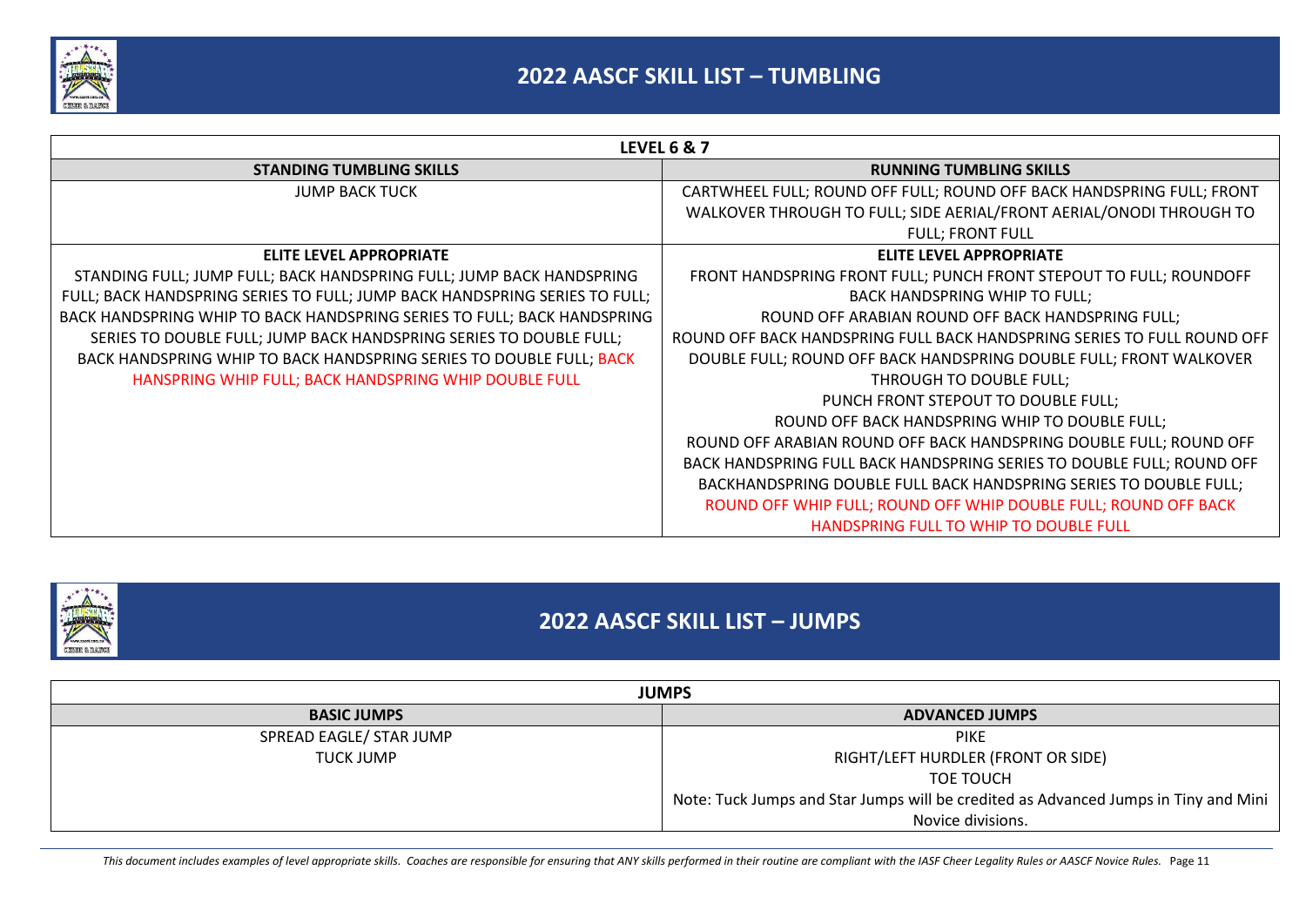## 2022 AASCF SKILL LIST – TUMBLING

| LEVEL 6 & 7 | |
|---|---|
| **STANDING TUMBLING SKILLS** | **RUNNING TUMBLING SKILLS** |
| JUMP BACK TUCK | CARTWHEEL FULL; ROUND OFF FULL; ROUND OFF BACK HANDSPRING FULL; FRONT WALKOVER THROUGH TO FULL; SIDE AERIAL/FRONT AERIAL/ONODI THROUGH TO FULL; FRONT FULL |
| **ELITE LEVEL APPROPRIATE** | **ELITE LEVEL APPROPRIATE** |
| STANDING FULL; JUMP FULL; BACK HANDSPRING FULL; JUMP BACK HANDSPRING FULL; BACK HANDSPRING SERIES TO FULL; JUMP BACK HANDSPRING SERIES TO FULL; BACK HANDSPRING WHIP TO BACK HANDSPRING SERIES TO FULL; BACK HANDSPRING SERIES TO DOUBLE FULL; JUMP BACK HANDSPRING SERIES TO DOUBLE FULL; BACK HANDSPRING WHIP TO BACK HANDSPRING SERIES TO DOUBLE FULL; BACK HANSPRING WHIP FULL; BACK HANDSPRING WHIP DOUBLE FULL | FRONT HANDSPRING FRONT FULL; PUNCH FRONT STEPOUT TO FULL; ROUNDOFF BACK HANDSPRING WHIP TO FULL; ROUND OFF ARABIAN ROUND OFF BACK HANDSPRING FULL; ROUND OFF BACK HANDSPRING FULL BACK HANDSPRING SERIES TO FULL ROUND OFF DOUBLE FULL; ROUND OFF BACK HANDSPRING DOUBLE FULL; FRONT WALKOVER THROUGH TO DOUBLE FULL; PUNCH FRONT STEPOUT TO DOUBLE FULL; ROUND OFF BACK HANDSPRING WHIP TO DOUBLE FULL; ROUND OFF ARABIAN ROUND OFF BACK HANDSPRING DOUBLE FULL; ROUND OFF BACK HANDSPRING FULL BACK HANDSPRING SERIES TO DOUBLE FULL; ROUND OFF BACKHANDSPRING DOUBLE FULL BACK HANDSPRING SERIES TO DOUBLE FULL; ROUND OFF WHIP FULL; ROUND OFF WHIP DOUBLE FULL; ROUND OFF BACK HANDSPRING FULL TO WHIP TO DOUBLE FULL |

## 2022 AASCF SKILL LIST – JUMPS

| JUMPS | |
|---|---|
| **BASIC JUMPS** | **ADVANCED JUMPS** |
| SPREAD EAGLE/ STAR JUMP<br>TUCK JUMP | PIKE<br>RIGHT/LEFT HURDLER (FRONT OR SIDE)<br>TOE TOUCH<br>Note: Tuck Jumps and Star Jumps will be credited as Advanced Jumps in Tiny and Mini Novice divisions. |

*This document includes examples of level appropriate skills. Coaches are responsible for ensuring that ANY skills performed in their routine are compliant with the IASF Cheer Legality Rules or AASCF Novice Rules.*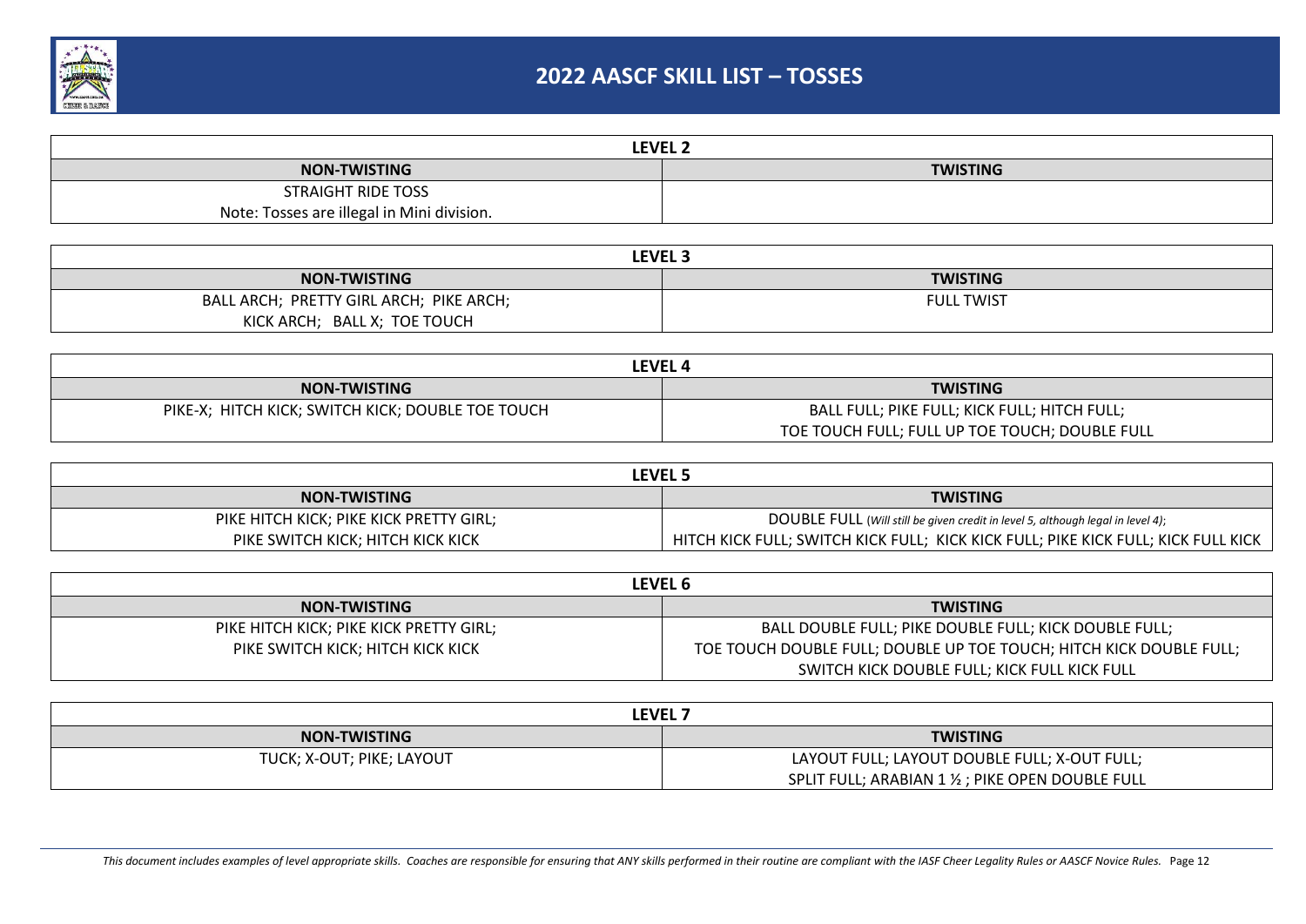# 2022 AASCF SKILL LIST – TOSSES

| LEVEL 2 | |
|---|---|
| **NON-TWISTING** | **TWISTING** |
| STRAIGHT RIDE TOSS<br>Note: Tosses are illegal in Mini division. | |

| LEVEL 3 | |
|---|---|
| **NON-TWISTING** | **TWISTING** |
| BALL ARCH; PRETTY GIRL ARCH; PIKE ARCH;<br>KICK ARCH; BALL X; TOE TOUCH | FULL TWIST |

| LEVEL 4 | |
|---|---|
| **NON-TWISTING** | **TWISTING** |
| PIKE-X; HITCH KICK; SWITCH KICK; DOUBLE TOE TOUCH | BALL FULL; PIKE FULL; KICK FULL; HITCH FULL;<br>TOE TOUCH FULL; FULL UP TOE TOUCH; DOUBLE FULL |

| LEVEL 5 | |
|---|---|
| **NON-TWISTING** | **TWISTING** |
| PIKE HITCH KICK; PIKE KICK PRETTY GIRL;<br>PIKE SWITCH KICK; HITCH KICK KICK | DOUBLE FULL (*Will still be given credit in level 5, although legal in level 4*);<br>HITCH KICK FULL; SWITCH KICK FULL; KICK KICK FULL; PIKE KICK FULL; KICK FULL KICK |

| LEVEL 6 | |
|---|---|
| **NON-TWISTING** | **TWISTING** |
| PIKE HITCH KICK; PIKE KICK PRETTY GIRL;<br>PIKE SWITCH KICK; HITCH KICK KICK | BALL DOUBLE FULL; PIKE DOUBLE FULL; KICK DOUBLE FULL;<br>TOE TOUCH DOUBLE FULL; DOUBLE UP TOE TOUCH; HITCH KICK DOUBLE FULL;<br>SWITCH KICK DOUBLE FULL; KICK FULL KICK FULL |

| LEVEL 7 | |
|---|---|
| **NON-TWISTING** | **TWISTING** |
| TUCK; X-OUT; PIKE; LAYOUT | LAYOUT FULL; LAYOUT DOUBLE FULL; X-OUT FULL;<br>SPLIT FULL; ARABIAN 1 ½ ; PIKE OPEN DOUBLE FULL |

*This document includes examples of level appropriate skills. Coaches are responsible for ensuring that ANY skills performed in their routine are compliant with the IASF Cheer Legality Rules or AASCF Novice Rules.*